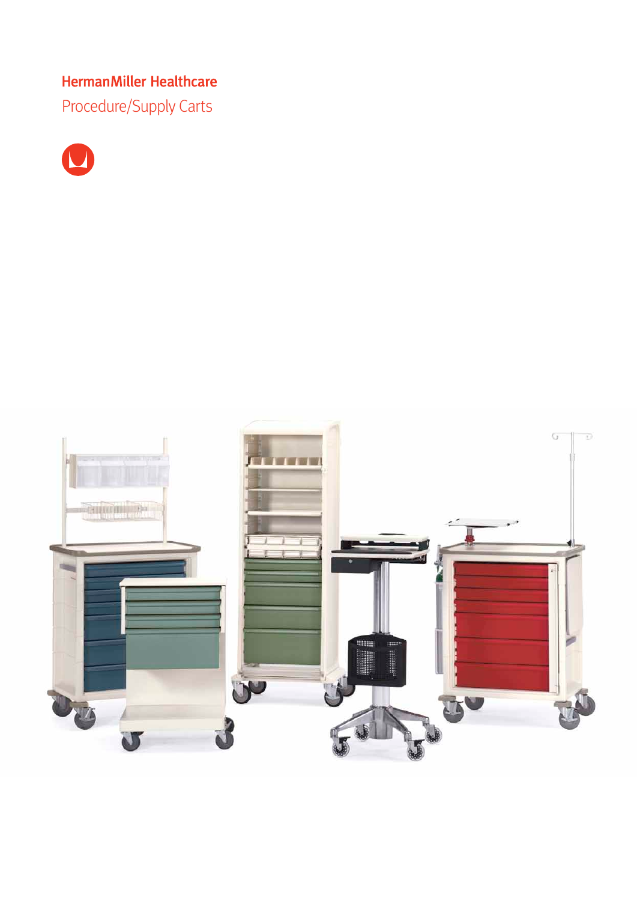# HermanMiller Healthcare

## Procedure/Supply Carts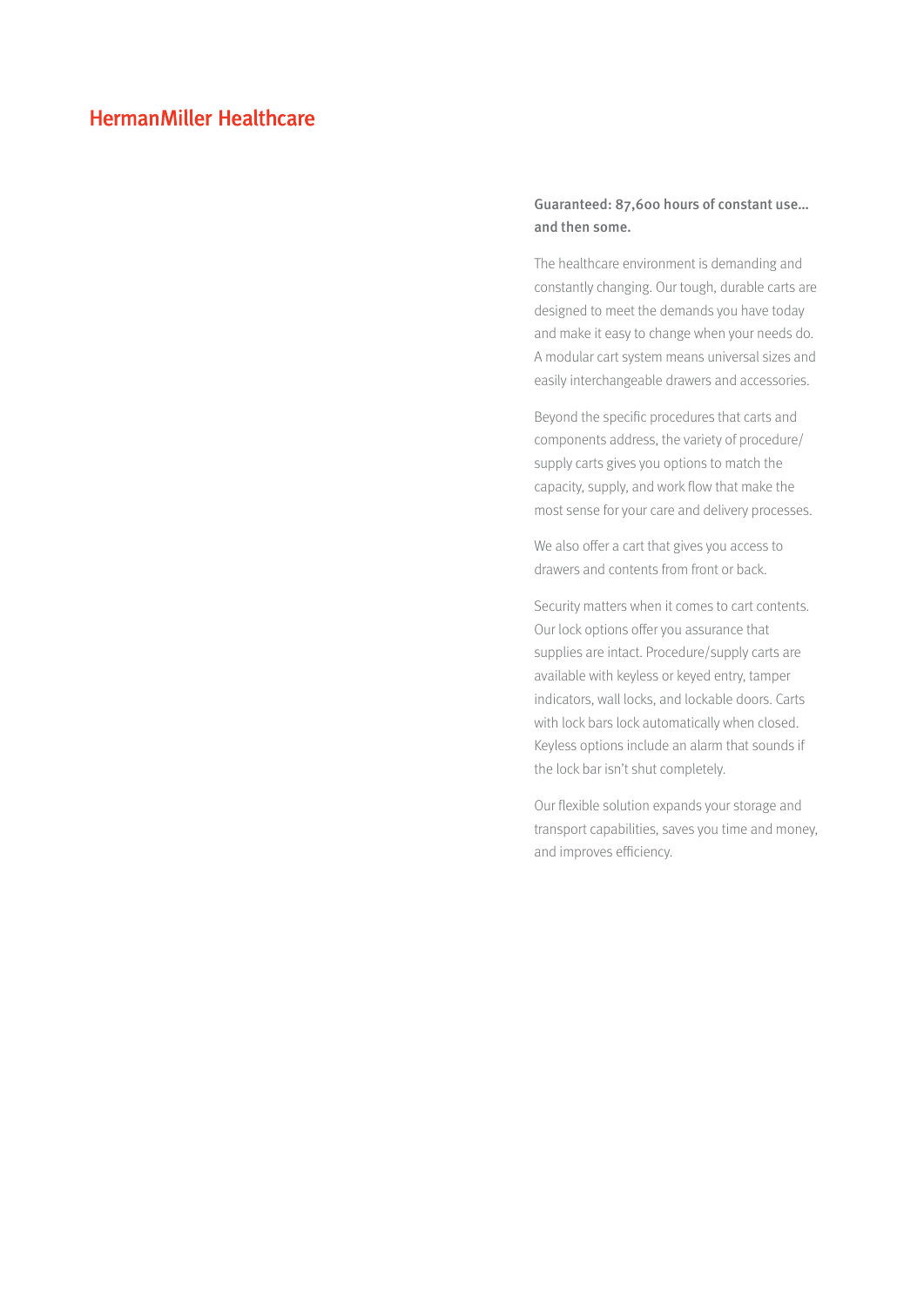HermanMiller Healthcare

**Guaranteed: 87,600 hours of constant use... and then some.**

The healthcare environment is demanding and constantly changing. Our tough, durable carts are designed to meet the demands you have today and make it easy to change when your needs do. A modular cart system means universal sizes and easily interchangeable drawers and accessories.

Beyond the specific procedures that carts and components address, the variety of procedure/supply carts gives you options to match the capacity, supply, and work flow that make the most sense for your care and delivery processes.

We also offer a cart that gives you access to drawers and contents from front or back.

Security matters when it comes to cart contents. Our lock options offer you assurance that supplies are intact. Procedure/supply carts are available with keyless or keyed entry, tamper indicators, wall locks, and lockable doors. Carts with lock bars lock automatically when closed. Keyless options include an alarm that sounds if the lock bar isn't shut completely.

Our flexible solution expands your storage and transport capabilities, saves you time and money, and improves efficiency.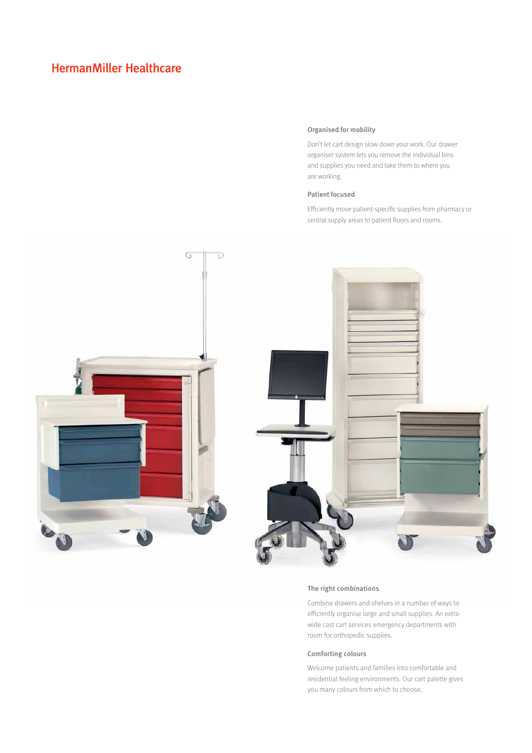# HermanMiller Healthcare

### Organised for mobility

Don't let cart design slow down your work. Our drawer organiser system lets you remove the individual bins and supplies you need and take them to where you are working.

### Patient focused

Efficiently move patient-specific supplies from pharmacy or central supply areas to patient floors and rooms.

### The right combinations

Combine drawers and shelves in a number of ways to efficiently organise large and small supplies. An extra-wide cast cart services emergency departments with room for orthopedic supplies.

### Comforting colours

Welcome patients and families into comfortable and residential feeling environments. Our cart palette gives you many colours from which to choose.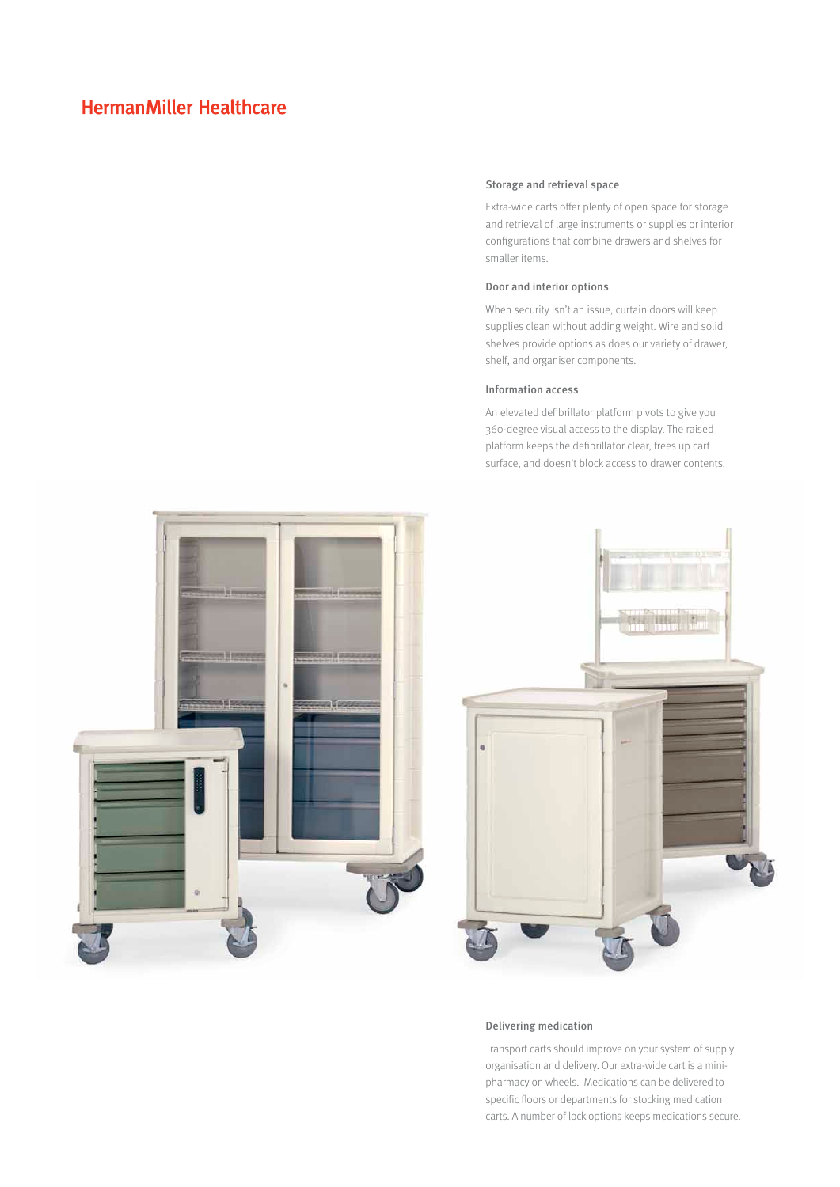# HermanMiller Healthcare

### Storage and retrieval space

Extra-wide carts offer plenty of open space for storage and retrieval of large instruments or supplies or interior configurations that combine drawers and shelves for smaller items.

### Door and interior options

When security isn't an issue, curtain doors will keep supplies clean without adding weight. Wire and solid shelves provide options as does our variety of drawer, shelf, and organiser components.

### Information access

An elevated defibrillator platform pivots to give you 360-degree visual access to the display. The raised platform keeps the defibrillator clear, frees up cart surface, and doesn't block access to drawer contents.

### Delivering medication

Transport carts should improve on your system of supply organisation and delivery. Our extra-wide cart is a mini-pharmacy on wheels. Medications can be delivered to specific floors or departments for stocking medication carts. A number of lock options keeps medications secure.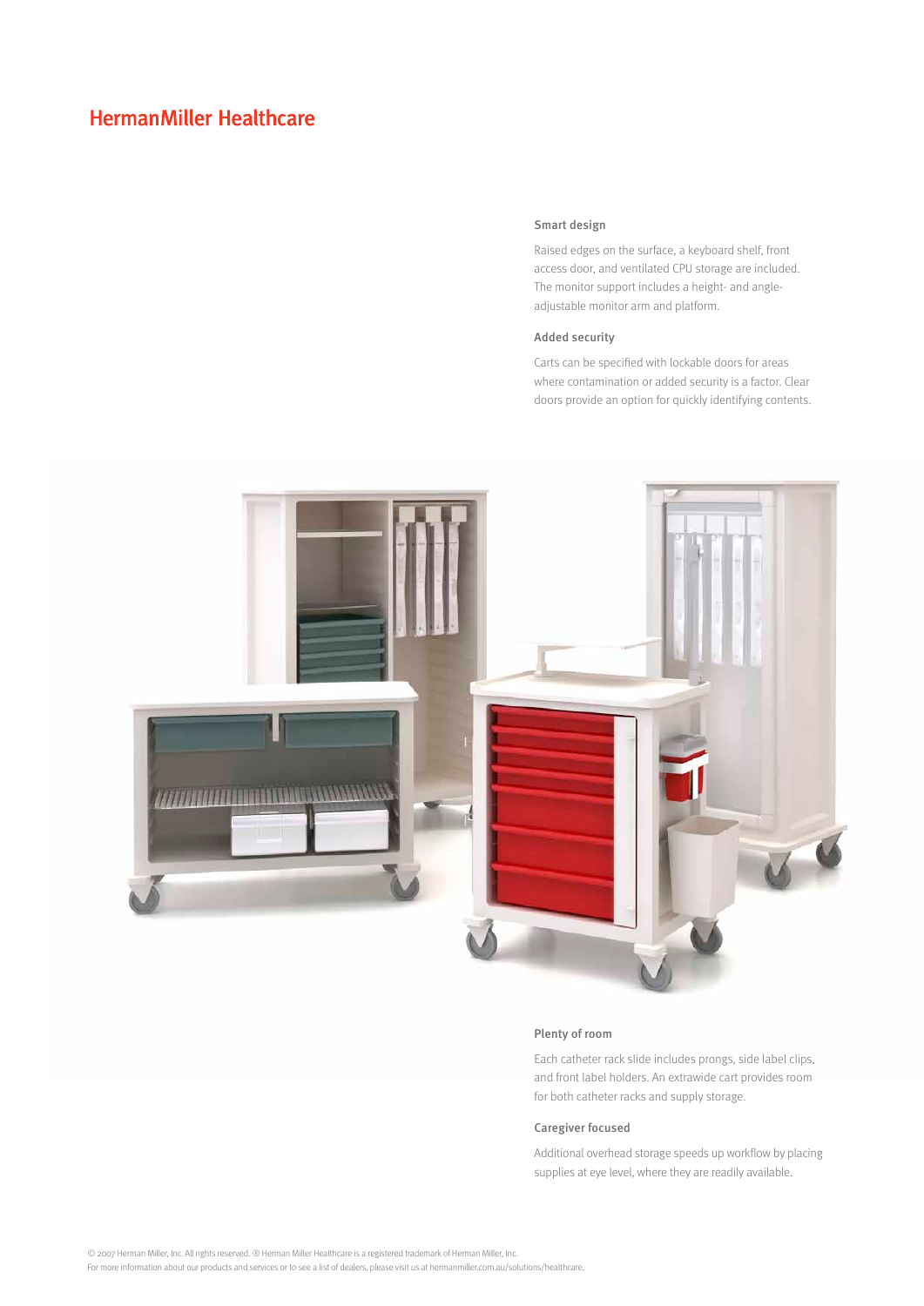# HermanMiller Healthcare

### Smart design

Raised edges on the surface, a keyboard shelf, front access door, and ventilated CPU storage are included. The monitor support includes a height- and angle-adjustable monitor arm and platform.

### Added security

Carts can be specified with lockable doors for areas where contamination or added security is a factor. Clear doors provide an option for quickly identifying contents.

### Plenty of room

Each catheter rack slide includes prongs, side label clips, and front label holders. An extrawide cart provides room for both catheter racks and supply storage.

### Caregiver focused

Additional overhead storage speeds up workflow by placing supplies at eye level, where they are readily available.

© 2007 Herman Miller, Inc. All rights reserved. ® Herman Miller Healthcare is a registered trademark of Herman Miller, Inc.
For more information about our products and services or to see a list of dealers, please visit us at hermanmiller.com.au/solutions/healthcare.